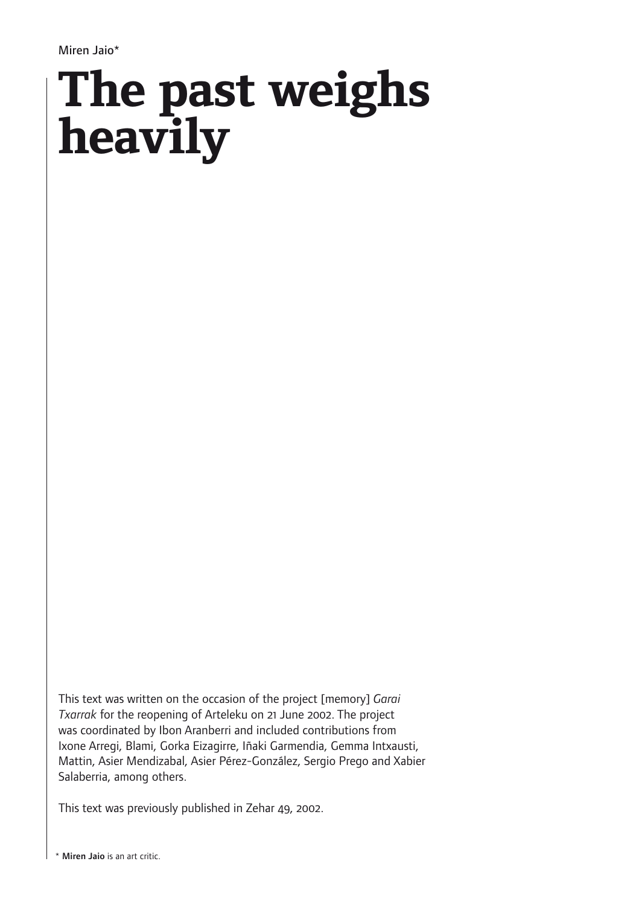Miren Jaio*

# The past weighs heavily

This text was written on the occasion of the project [memory] *Garai Txarrak* for the reopening of Arteleku on 21 June 2002. The project was coordinated by Ibon Aranberri and included contributions from Ixone Arregi, Blami, Gorka Eizagirre, Iñaki Garmendia, Gemma Intxausti, Mattin, Asier Mendizabal, Asier Pérez-González, Sergio Prego and Xabier Salaberria, among others.

This text was previously published in Zehar 49, 2002.

* **Miren Jaio** is an art critic.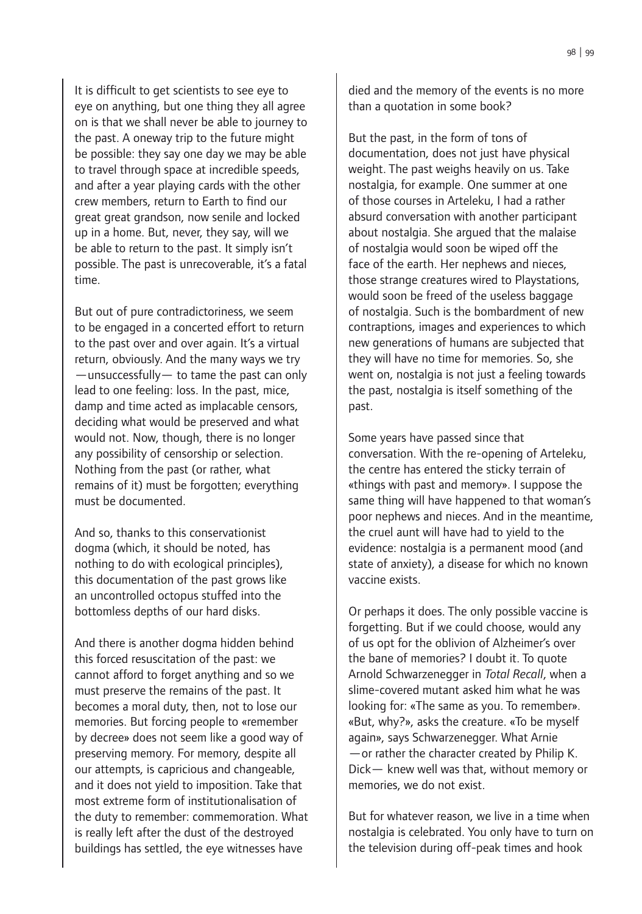It is difficult to get scientists to see eye to eye on anything, but one thing they all agree on is that we shall never be able to journey to the past. A oneway trip to the future might be possible: they say one day we may be able to travel through space at incredible speeds, and after a year playing cards with the other crew members, return to Earth to find our great great grandson, now senile and locked up in a home. But, never, they say, will we be able to return to the past. It simply isn't possible. The past is unrecoverable, it's a fatal time.

But out of pure contradictoriness, we seem to be engaged in a concerted effort to return to the past over and over again. It's a virtual return, obviously. And the many ways we try —unsuccessfully— to tame the past can only lead to one feeling: loss. In the past, mice, damp and time acted as implacable censors, deciding what would be preserved and what would not. Now, though, there is no longer any possibility of censorship or selection. Nothing from the past (or rather, what remains of it) must be forgotten; everything must be documented.

And so, thanks to this conservationist dogma (which, it should be noted, has nothing to do with ecological principles), this documentation of the past grows like an uncontrolled octopus stuffed into the bottomless depths of our hard disks.

And there is another dogma hidden behind this forced resuscitation of the past: we cannot afford to forget anything and so we must preserve the remains of the past. It becomes a moral duty, then, not to lose our memories. But forcing people to «remember by decree» does not seem like a good way of preserving memory. For memory, despite all our attempts, is capricious and changeable, and it does not yield to imposition. Take that most extreme form of institutionalisation of the duty to remember: commemoration. What is really left after the dust of the destroyed buildings has settled, the eye witnesses have died and the memory of the events is no more than a quotation in some book?

But the past, in the form of tons of documentation, does not just have physical weight. The past weighs heavily on us. Take nostalgia, for example. One summer at one of those courses in Arteleku, I had a rather absurd conversation with another participant about nostalgia. She argued that the malaise of nostalgia would soon be wiped off the face of the earth. Her nephews and nieces, those strange creatures wired to Playstations, would soon be freed of the useless baggage of nostalgia. Such is the bombardment of new contraptions, images and experiences to which new generations of humans are subjected that they will have no time for memories. So, she went on, nostalgia is not just a feeling towards the past, nostalgia is itself something of the past.

Some years have passed since that conversation. With the re-opening of Arteleku, the centre has entered the sticky terrain of «things with past and memory». I suppose the same thing will have happened to that woman's poor nephews and nieces. And in the meantime, the cruel aunt will have had to yield to the evidence: nostalgia is a permanent mood (and state of anxiety), a disease for which no known vaccine exists.

Or perhaps it does. The only possible vaccine is forgetting. But if we could choose, would any of us opt for the oblivion of Alzheimer's over the bane of memories? I doubt it. To quote Arnold Schwarzenegger in *Total Recall*, when a slime-covered mutant asked him what he was looking for: «The same as you. To remember». «But, why?», asks the creature. «To be myself again», says Schwarzenegger. What Arnie —or rather the character created by Philip K. Dick— knew well was that, without memory or memories, we do not exist.

But for whatever reason, we live in a time when nostalgia is celebrated. You only have to turn on the television during off-peak times and hook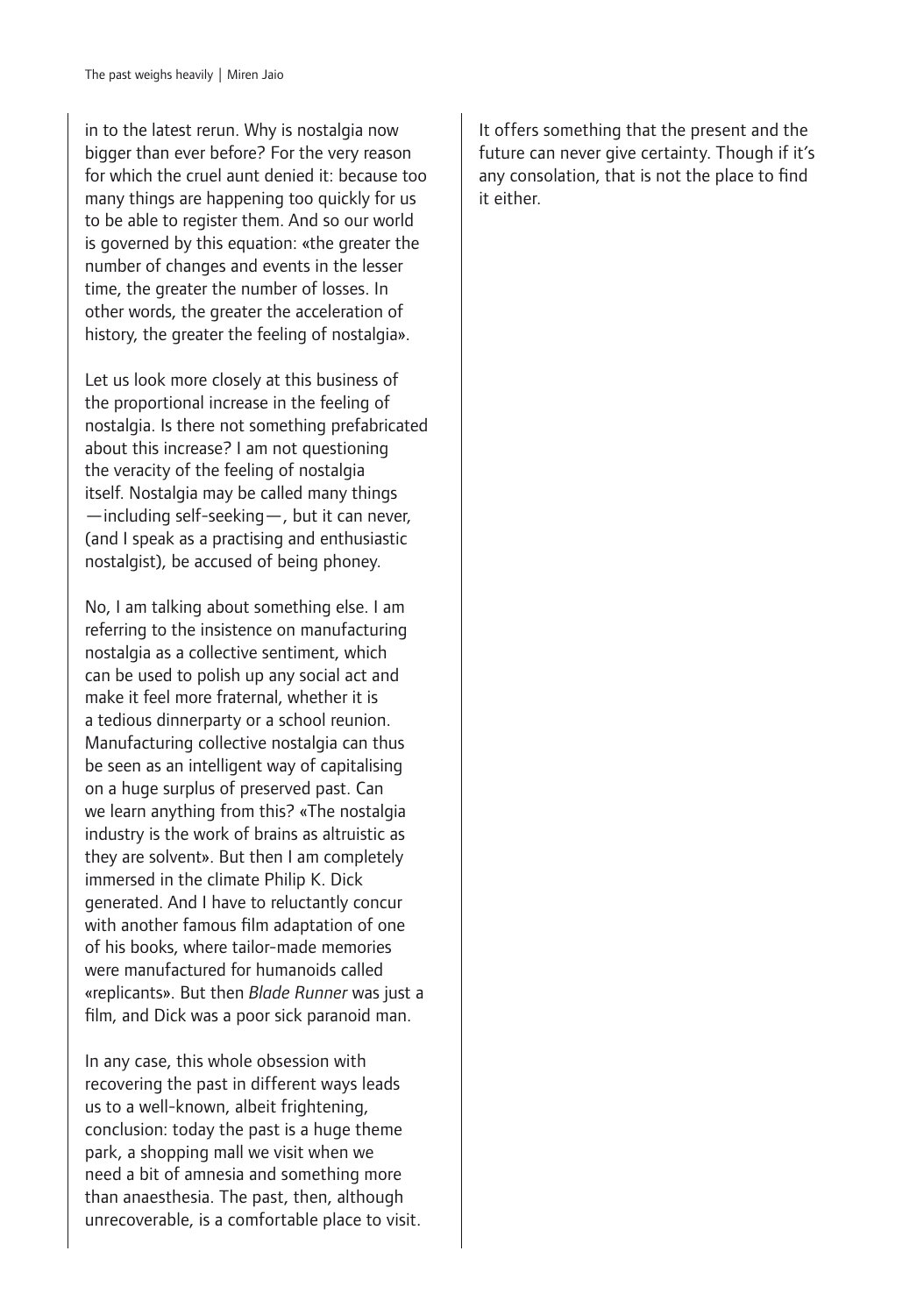in to the latest rerun. Why is nostalgia now bigger than ever before? For the very reason for which the cruel aunt denied it: because too many things are happening too quickly for us to be able to register them. And so our world is governed by this equation: «the greater the number of changes and events in the lesser time, the greater the number of losses. In other words, the greater the acceleration of history, the greater the feeling of nostalgia».

Let us look more closely at this business of the proportional increase in the feeling of nostalgia. Is there not something prefabricated about this increase? I am not questioning the veracity of the feeling of nostalgia itself. Nostalgia may be called many things —including self-seeking—, but it can never, (and I speak as a practising and enthusiastic nostalgist), be accused of being phoney.

No, I am talking about something else. I am referring to the insistence on manufacturing nostalgia as a collective sentiment, which can be used to polish up any social act and make it feel more fraternal, whether it is a tedious dinnerparty or a school reunion. Manufacturing collective nostalgia can thus be seen as an intelligent way of capitalising on a huge surplus of preserved past. Can we learn anything from this? «The nostalgia industry is the work of brains as altruistic as they are solvent». But then I am completely immersed in the climate Philip K. Dick generated. And I have to reluctantly concur with another famous film adaptation of one of his books, where tailor-made memories were manufactured for humanoids called «replicants». But then *Blade Runner* was just a film, and Dick was a poor sick paranoid man.

In any case, this whole obsession with recovering the past in different ways leads us to a well-known, albeit frightening, conclusion: today the past is a huge theme park, a shopping mall we visit when we need a bit of amnesia and something more than anaesthesia. The past, then, although unrecoverable, is a comfortable place to visit. It offers something that the present and the future can never give certainty. Though if it's any consolation, that is not the place to find it either.